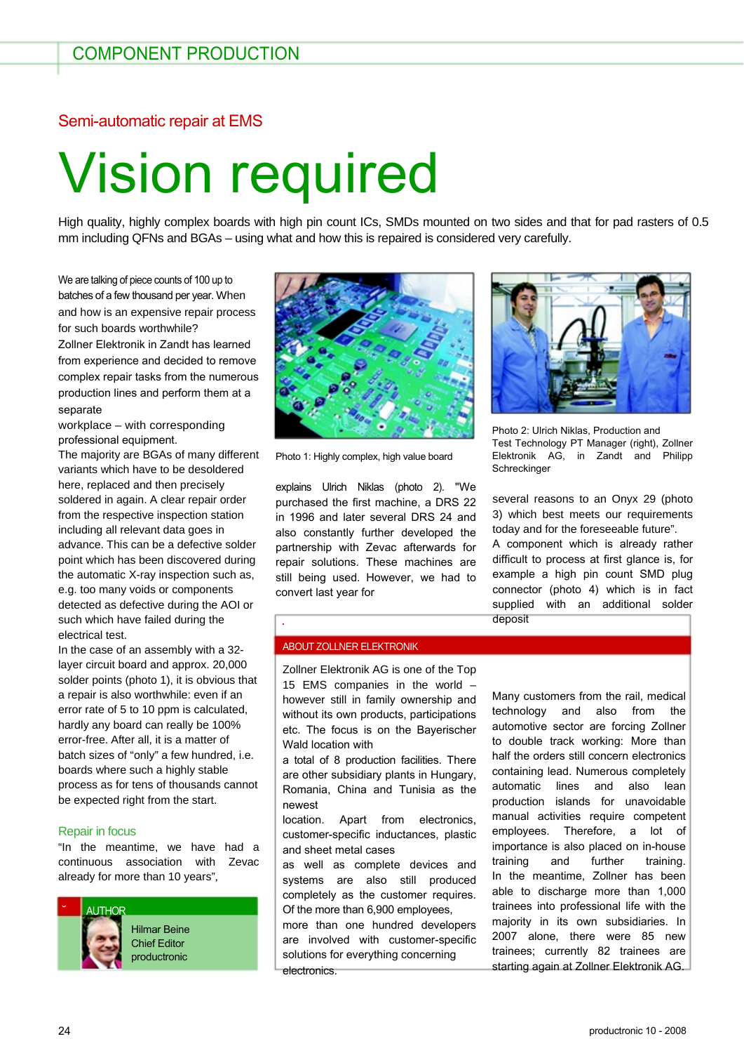## Semi-automatic repair at EMS

# Vision required

High quality, highly complex boards with high pin count ICs, SMDs mounted on two sides and that for pad rasters of 0.5 mm including QFNs and BGAs – using what and how this is repaired is considered very carefully.

We are talking of piece counts of 100 up to batches of a few thousand per year. When and how is an expensive repair process for such boards worthwhile?
Zollner Elektronik in Zandt has learned from experience and decided to remove complex repair tasks from the numerous production lines and perform them at a separate workplace – with corresponding professional equipment.
The majority are BGAs of many different variants which have to be desoldered here, replaced and then precisely soldered in again. A clear repair order from the respective inspection station including all relevant data goes in advance. This can be a defective solder point which has been discovered during the automatic X-ray inspection such as, e.g. too many voids or components detected as defective during the AOI or such which have failed during the electrical test.
In the case of an assembly with a 32-layer circuit board and approx. 20,000 solder points (photo 1), it is obvious that a repair is also worthwhile: even if an error rate of 5 to 10 ppm is calculated, hardly any board can really be 100% error-free. After all, it is a matter of batch sizes of "only" a few hundred, i.e. boards where such a highly stable process as for tens of thousands cannot be expected right from the start.

### Repair in focus

"In the meantime, we have had a continuous association with Zevac already for more than 10 years", explains Ulrich Niklas (photo 2). "We purchased the first machine, a DRS 22 in 1996 and later several DRS 24 and also constantly further developed the partnership with Zevac afterwards for repair solutions. These machines are still being used. However, we had to convert last year for several reasons to an Onyx 29 (photo 3) which best meets our requirements today and for the foreseeable future".
A component which is already rather difficult to process at first glance is, for example a high pin count SMD plug connector (photo 4) which is in fact supplied with an additional solder deposit

Photo 1: Highly complex, high value board

Photo 2: Ulrich Niklas, Production and Test Technology PT Manager (right), Zollner Elektronik AG, in Zandt and Philipp Schreckinger

**AUTHOR**
Hilmar Beine
Chief Editor
productronic

**ABOUT ZOLLNER ELEKTRONIK**

Zollner Elektronik AG is one of the Top 15 EMS companies in the world – however still in family ownership and without its own products, participations etc. The focus is on the Bayerischer Wald location with a total of 8 production facilities. There are other subsidiary plants in Hungary, Romania, China and Tunisia as the newest location. Apart from electronics, customer-specific inductances, plastic and sheet metal cases as well as complete devices and systems are also still produced completely as the customer requires. Of the more than 6,900 employees, more than one hundred developers are involved with customer-specific solutions for everything concerning electronics.

Many customers from the rail, medical technology and also from the automotive sector are forcing Zollner to double track working: More than half the orders still concern electronics containing lead. Numerous completely automatic lines and also lean production islands for unavoidable manual activities require competent employees. Therefore, a lot of importance is also placed on in-house training and further training. In the meantime, Zollner has been able to discharge more than 1,000 trainees into professional life with the majority in its own subsidiaries. In 2007 alone, there were 85 new trainees; currently 82 trainees are starting again at Zollner Elektronik AG.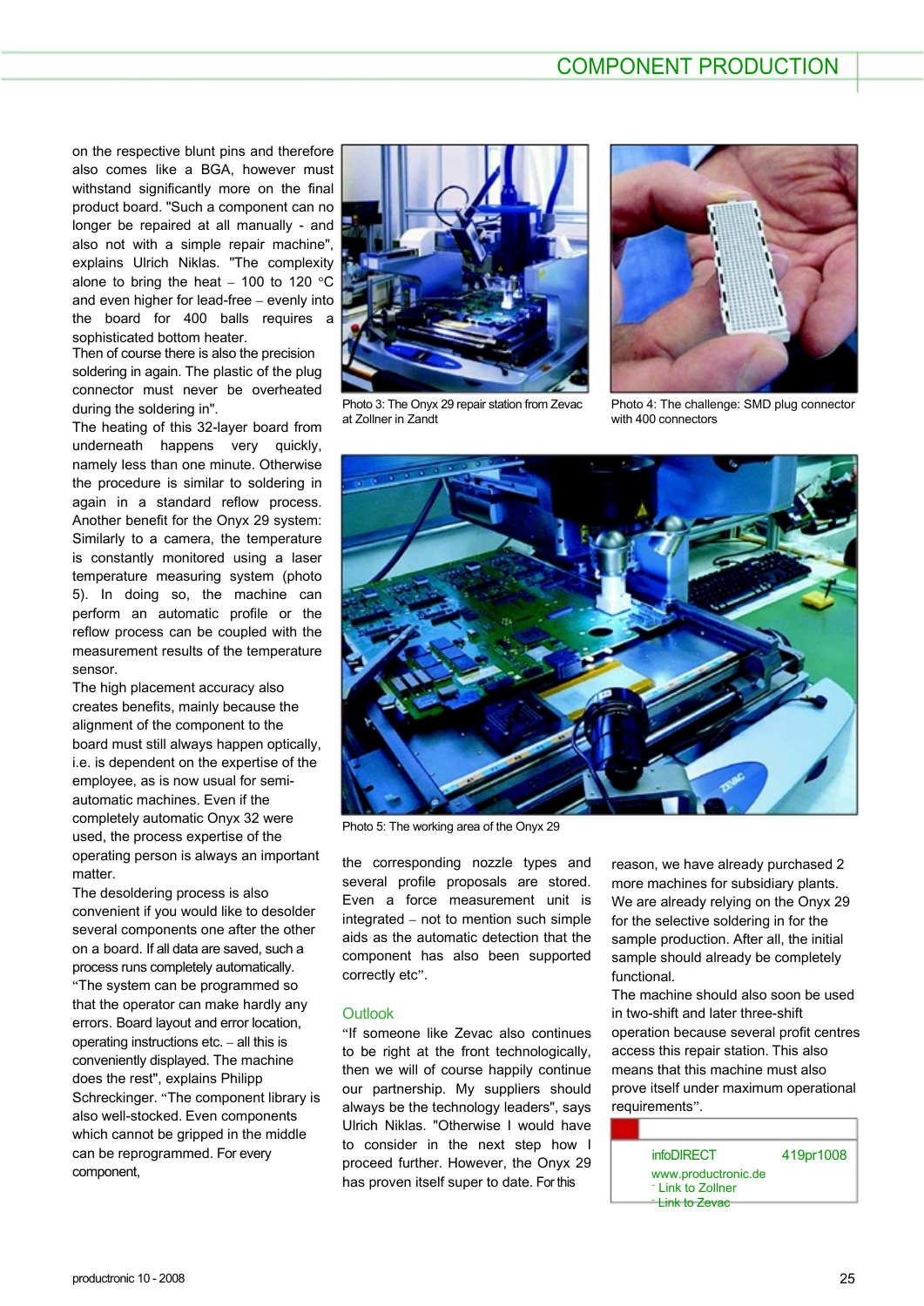on the respective blunt pins and therefore also comes like a BGA, however must withstand significantly more on the final product board. "Such a component can no longer be repaired at all manually - and also not with a simple repair machine", explains Ulrich Niklas. "The complexity alone to bring the heat – 100 to 120 °C and even higher for lead-free – evenly into the board for 400 balls requires a sophisticated bottom heater.

Then of course there is also the precision soldering in again. The plastic of the plug connector must never be overheated during the soldering in".

The heating of this 32-layer board from underneath happens very quickly, namely less than one minute. Otherwise the procedure is similar to soldering in again in a standard reflow process. Another benefit for the Onyx 29 system: Similarly to a camera, the temperature is constantly monitored using a laser temperature measuring system (photo 5). In doing so, the machine can perform an automatic profile or the reflow process can be coupled with the measurement results of the temperature sensor.

The high placement accuracy also creates benefits, mainly because the alignment of the component to the board must still always happen optically, i.e. is dependent on the expertise of the employee, as is now usual for semi-automatic machines. Even if the completely automatic Onyx 32 were used, the process expertise of the operating person is always an important matter.

The desoldering process is also convenient if you would like to desolder several components one after the other on a board. If all data are saved, such a process runs completely automatically. "The system can be programmed so that the operator can make hardly any errors. Board layout and error location, operating instructions etc. – all this is conveniently displayed. The machine does the rest", explains Philipp Schreckinger. "The component library is also well-stocked. Even components which cannot be gripped in the middle can be reprogrammed. For every component, the corresponding nozzle types and several profile proposals are stored. Even a force measurement unit is integrated – not to mention such simple aids as the automatic detection that the component has also been supported correctly etc".

Photo 3: The Onyx 29 repair station from Zevac at Zollner in Zandt

Photo 4: The challenge: SMD plug connector with 400 connectors

Photo 5: The working area of the Onyx 29

## Outlook

"If someone like Zevac also continues to be right at the front technologically, then we will of course happily continue our partnership. My suppliers should always be the technology leaders", says Ulrich Niklas. "Otherwise I would have to consider in the next step how I proceed further. However, the Onyx 29 has proven itself super to date. For this reason, we have already purchased 2 more machines for subsidiary plants. We are already relying on the Onyx 29 for the selective soldering in for the sample production. After all, the initial sample should already be completely functional.

The machine should also soon be used in two-shift and later three-shift operation because several profit centres access this repair station. This also means that this machine must also prove itself under maximum operational requirements".

infoDIRECT 419pr1008

www.productronic.de

- Link to Zollner
- Link to Zevac